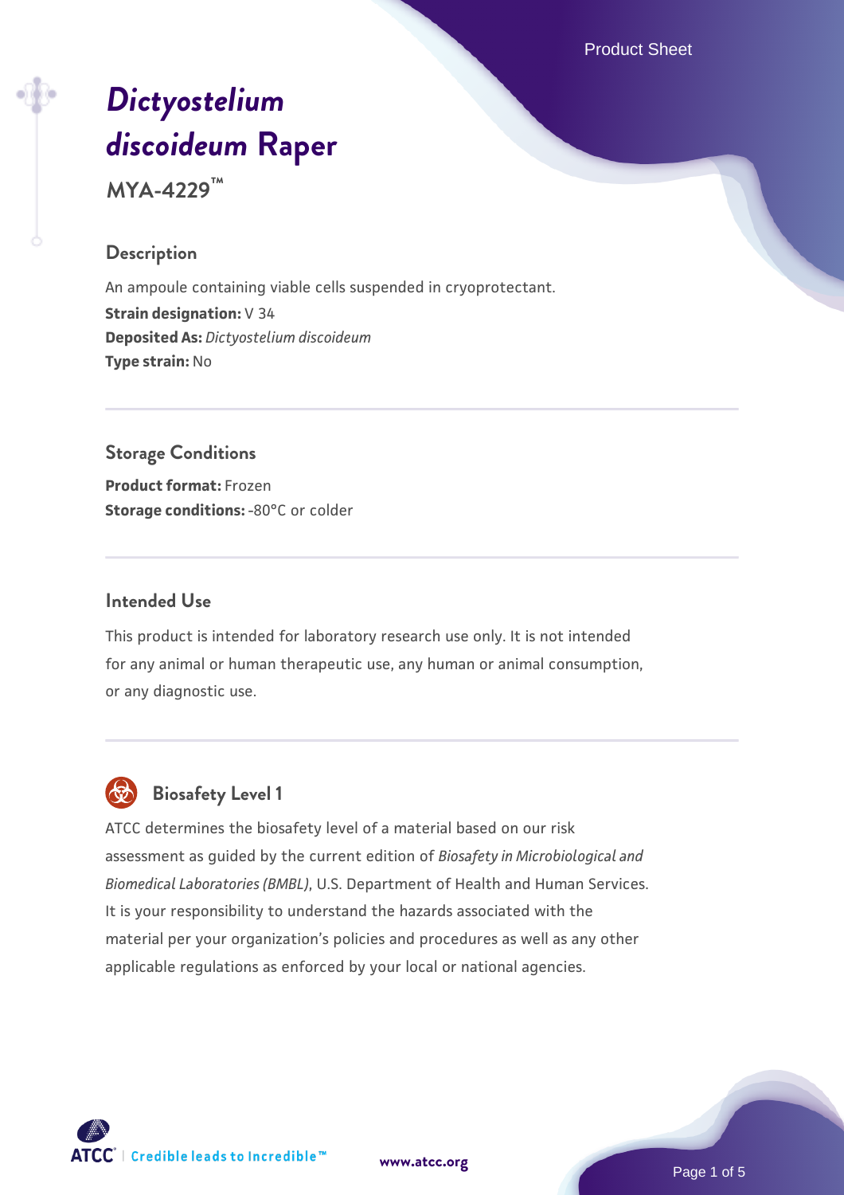# *Dictyostelium discoideum* Raper

**MYA-4229™**

## Description

An ampoule containing viable cells suspended in cryoprotectant.

**Strain designation:** V 34

**Deposited As:** *Dictyostelium discoideum*

**Type strain:** No

## Storage Conditions

**Product format:** Frozen

**Storage conditions:** -80°C or colder

## Intended Use

This product is intended for laboratory research use only. It is not intended for any animal or human therapeutic use, any human or animal consumption, or any diagnostic use.

## Biosafety Level 1

ATCC determines the biosafety level of a material based on our risk assessment as guided by the current edition of *Biosafety in Microbiological and Biomedical Laboratories (BMBL)*, U.S. Department of Health and Human Services. It is your responsibility to understand the hazards associated with the material per your organization's policies and procedures as well as any other applicable regulations as enforced by your local or national agencies.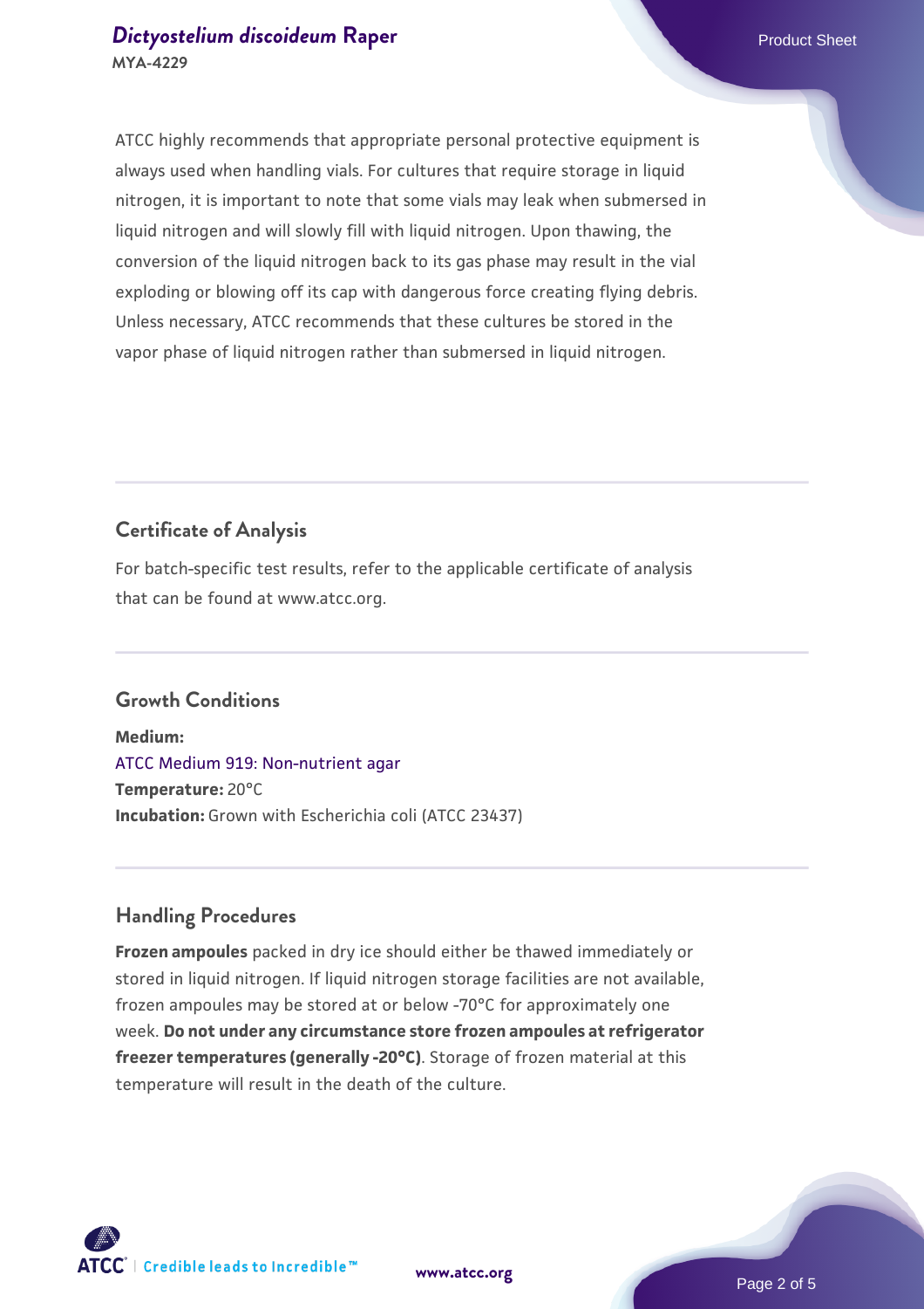ATCC highly recommends that appropriate personal protective equipment is always used when handling vials. For cultures that require storage in liquid nitrogen, it is important to note that some vials may leak when submersed in liquid nitrogen and will slowly fill with liquid nitrogen. Upon thawing, the conversion of the liquid nitrogen back to its gas phase may result in the vial exploding or blowing off its cap with dangerous force creating flying debris. Unless necessary, ATCC recommends that these cultures be stored in the vapor phase of liquid nitrogen rather than submersed in liquid nitrogen.

## Certificate of Analysis

For batch-specific test results, refer to the applicable certificate of analysis that can be found at www.atcc.org.

## Growth Conditions

**Medium:**
ATCC Medium 919: Non-nutrient agar
**Temperature:** 20°C
**Incubation:** Grown with Escherichia coli (ATCC 23437)

## Handling Procedures

**Frozen ampoules** packed in dry ice should either be thawed immediately or stored in liquid nitrogen. If liquid nitrogen storage facilities are not available, frozen ampoules may be stored at or below -70°C for approximately one week. **Do not under any circumstance store frozen ampoules at refrigerator freezer temperatures (generally -20°C)**. Storage of frozen material at this temperature will result in the death of the culture.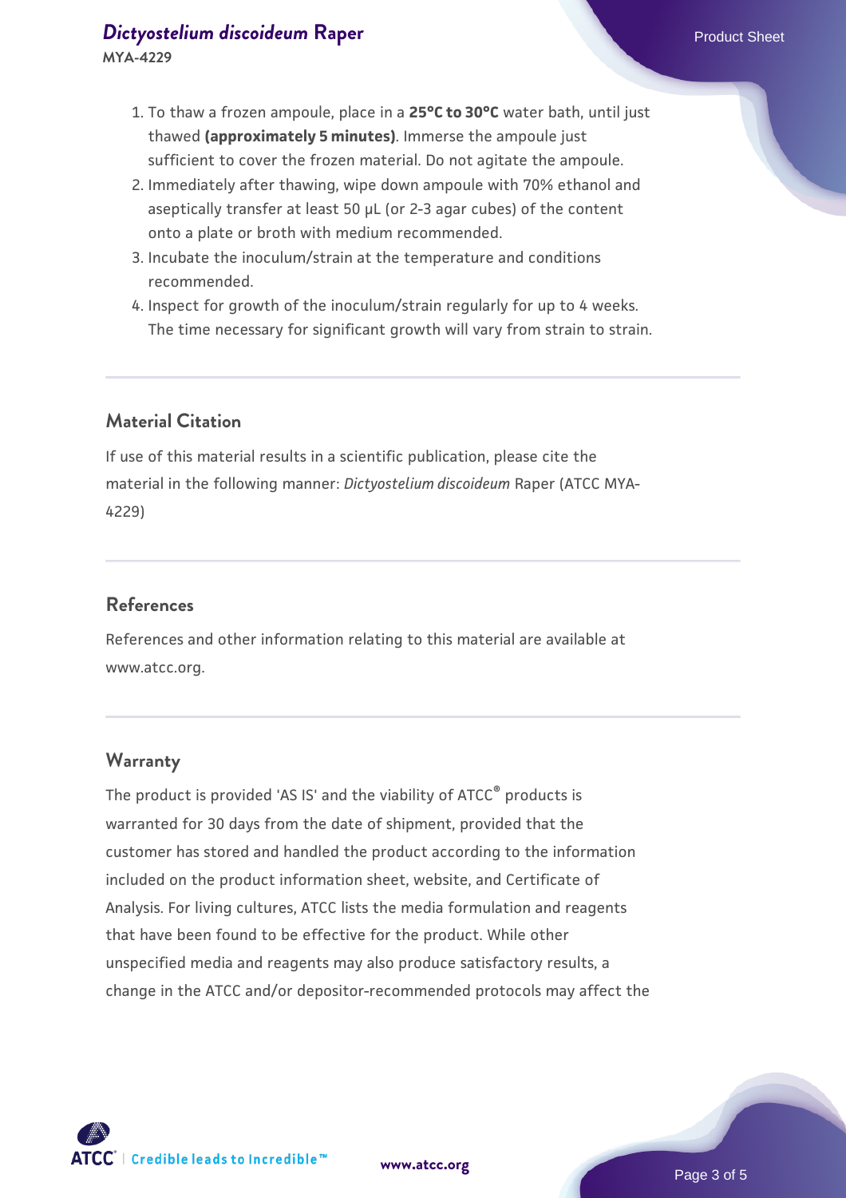1. To thaw a frozen ampoule, place in a **25°C to 30°C** water bath, until just thawed **(approximately 5 minutes)**. Immerse the ampoule just sufficient to cover the frozen material. Do not agitate the ampoule.
2. Immediately after thawing, wipe down ampoule with 70% ethanol and aseptically transfer at least 50 µL (or 2-3 agar cubes) of the content onto a plate or broth with medium recommended.
3. Incubate the inoculum/strain at the temperature and conditions recommended.
4. Inspect for growth of the inoculum/strain regularly for up to 4 weeks. The time necessary for significant growth will vary from strain to strain.

## Material Citation

If use of this material results in a scientific publication, please cite the material in the following manner: *Dictyostelium discoideum* Raper (ATCC MYA-4229)

## References

References and other information relating to this material are available at www.atcc.org.

## Warranty

The product is provided 'AS IS' and the viability of ATCC® products is warranted for 30 days from the date of shipment, provided that the customer has stored and handled the product according to the information included on the product information sheet, website, and Certificate of Analysis. For living cultures, ATCC lists the media formulation and reagents that have been found to be effective for the product. While other unspecified media and reagents may also produce satisfactory results, a change in the ATCC and/or depositor-recommended protocols may affect the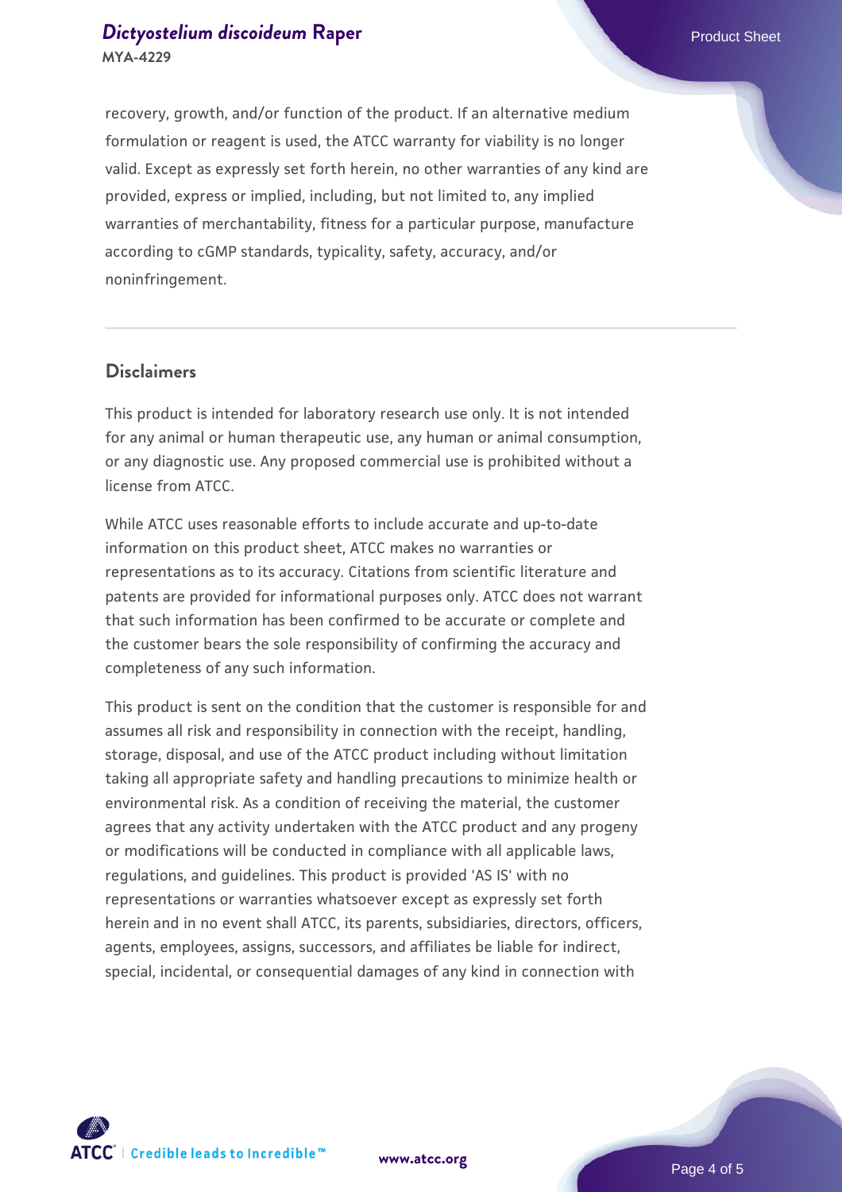recovery, growth, and/or function of the product. If an alternative medium formulation or reagent is used, the ATCC warranty for viability is no longer valid. Except as expressly set forth herein, no other warranties of any kind are provided, express or implied, including, but not limited to, any implied warranties of merchantability, fitness for a particular purpose, manufacture according to cGMP standards, typicality, safety, accuracy, and/or noninfringement.

## Disclaimers

This product is intended for laboratory research use only. It is not intended for any animal or human therapeutic use, any human or animal consumption, or any diagnostic use. Any proposed commercial use is prohibited without a license from ATCC.

While ATCC uses reasonable efforts to include accurate and up-to-date information on this product sheet, ATCC makes no warranties or representations as to its accuracy. Citations from scientific literature and patents are provided for informational purposes only. ATCC does not warrant that such information has been confirmed to be accurate or complete and the customer bears the sole responsibility of confirming the accuracy and completeness of any such information.

This product is sent on the condition that the customer is responsible for and assumes all risk and responsibility in connection with the receipt, handling, storage, disposal, and use of the ATCC product including without limitation taking all appropriate safety and handling precautions to minimize health or environmental risk. As a condition of receiving the material, the customer agrees that any activity undertaken with the ATCC product and any progeny or modifications will be conducted in compliance with all applicable laws, regulations, and guidelines. This product is provided 'AS IS' with no representations or warranties whatsoever except as expressly set forth herein and in no event shall ATCC, its parents, subsidiaries, directors, officers, agents, employees, assigns, successors, and affiliates be liable for indirect, special, incidental, or consequential damages of any kind in connection with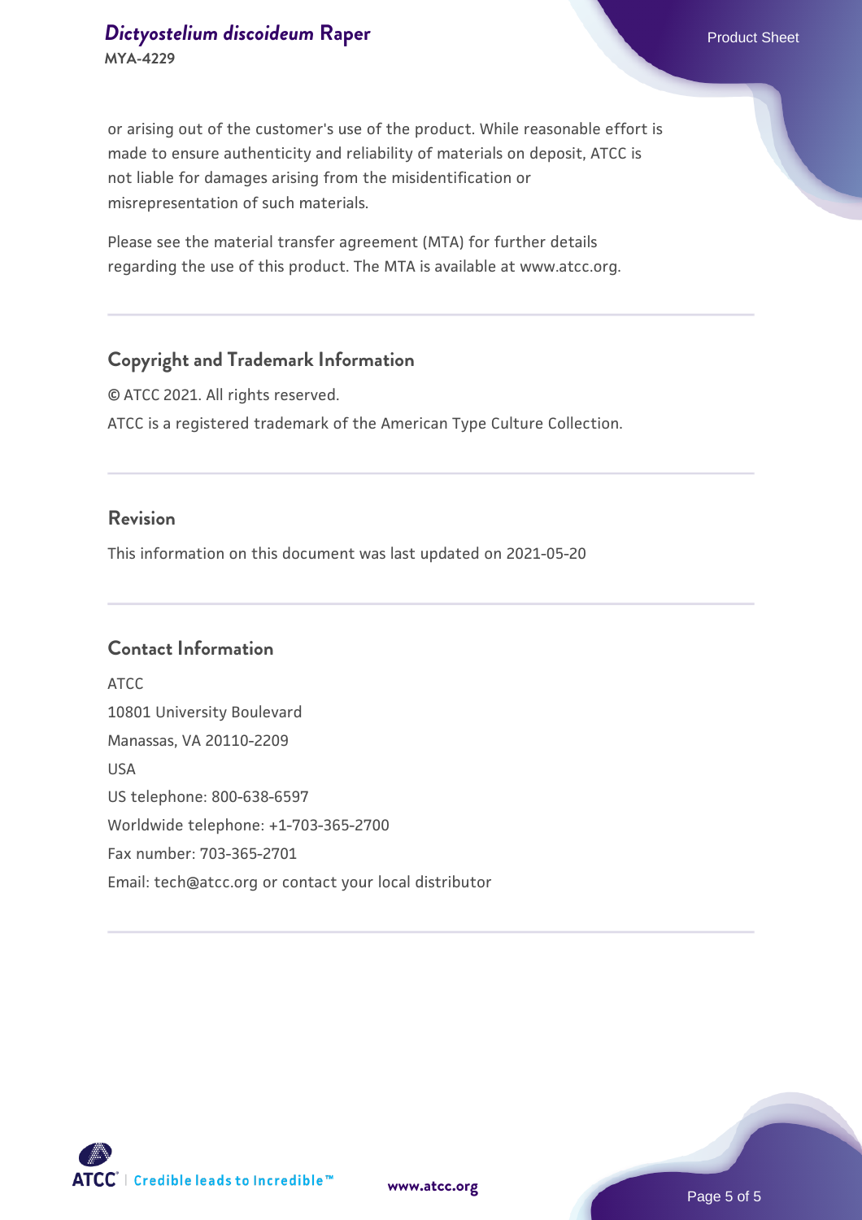or arising out of the customer's use of the product. While reasonable effort is made to ensure authenticity and reliability of materials on deposit, ATCC is not liable for damages arising from the misidentification or misrepresentation of such materials.

Please see the material transfer agreement (MTA) for further details regarding the use of this product. The MTA is available at www.atcc.org.

## Copyright and Trademark Information

© ATCC 2021. All rights reserved.

ATCC is a registered trademark of the American Type Culture Collection.

## Revision

This information on this document was last updated on 2021-05-20

## Contact Information

ATCC
10801 University Boulevard
Manassas, VA 20110-2209
USA
US telephone: 800-638-6597
Worldwide telephone: +1-703-365-2700
Fax number: 703-365-2701
Email: tech@atcc.org or contact your local distributor